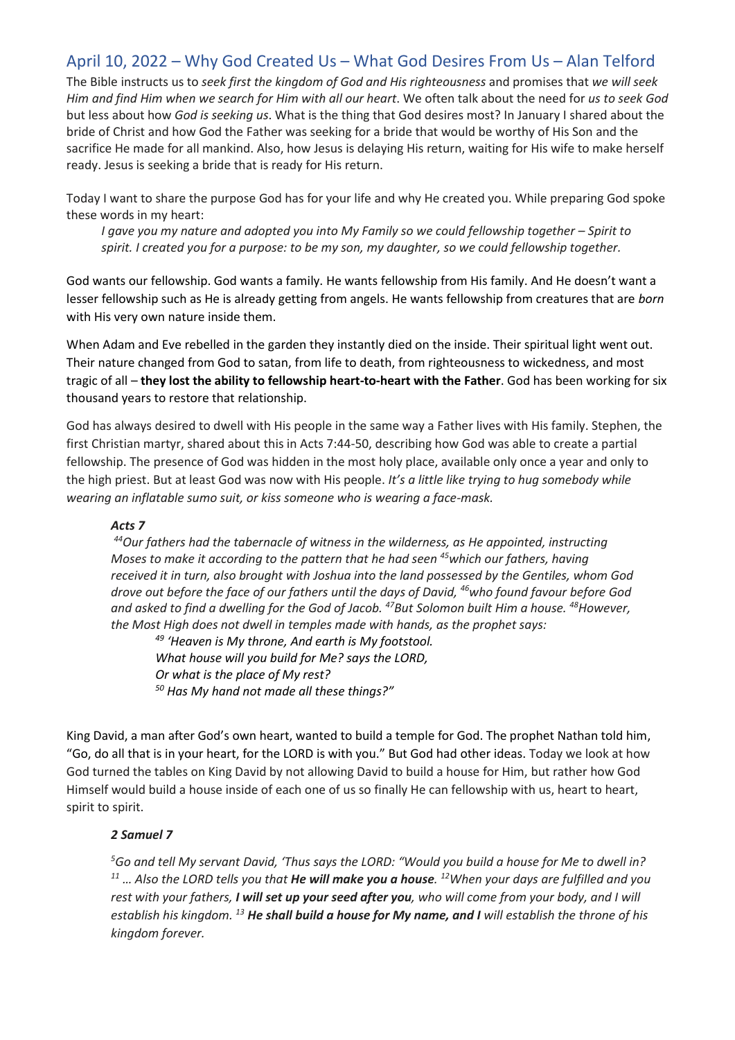## April 10, 2022 – Why God Created Us – What God Desires From Us – Alan Telford

The Bible instructs us to *seek first the kingdom of God and His righteousness* and promises that *we will seek Him and find Him when we search for Him with all our heart*. We often talk about the need for *us to seek God* but less about how *God is seeking us*. What is the thing that God desires most? In January I shared about the bride of Christ and how God the Father was seeking for a bride that would be worthy of His Son and the sacrifice He made for all mankind. Also, how Jesus is delaying His return, waiting for His wife to make herself ready. Jesus is seeking a bride that is ready for His return.

Today I want to share the purpose God has for your life and why He created you. While preparing God spoke these words in my heart:

> *I gave you my nature and adopted you into My Family so we could fellowship together – Spirit to spirit. I created you for a purpose: to be my son, my daughter, so we could fellowship together.*

God wants our fellowship. God wants a family. He wants fellowship from His family. And He doesn't want a lesser fellowship such as He is already getting from angels. He wants fellowship from creatures that are *born* with His very own nature inside them.

When Adam and Eve rebelled in the garden they instantly died on the inside. Their spiritual light went out. Their nature changed from God to satan, from life to death, from righteousness to wickedness, and most tragic of all – **they lost the ability to fellowship heart-to-heart with the Father**. God has been working for six thousand years to restore that relationship.

God has always desired to dwell with His people in the same way a Father lives with His family. Stephen, the first Christian martyr, shared about this in Acts 7:44-50, describing how God was able to create a partial fellowship. The presence of God was hidden in the most holy place, available only once a year and only to the high priest. But at least God was now with His people. *It's a little like trying to hug somebody while wearing an inflatable sumo suit, or kiss someone who is wearing a face-mask.*

> ***Acts 7***
>
> *[44]Our fathers had the tabernacle of witness in the wilderness, as He appointed, instructing Moses to make it according to the pattern that he had seen [45]which our fathers, having received it in turn, also brought with Joshua into the land possessed by the Gentiles, whom God drove out before the face of our fathers until the days of David, [46]who found favour before God and asked to find a dwelling for the God of Jacob. [47]But Solomon built Him a house. [48]However, the Most High does not dwell in temples made with hands, as the prophet says:*
>
> > *[49] 'Heaven is My throne, And earth is My footstool.*
> > *What house will you build for Me? says the LORD,*
> > *Or what is the place of My rest?*
> > *[50] Has My hand not made all these things?"*

King David, a man after God's own heart, wanted to build a temple for God. The prophet Nathan told him, "Go, do all that is in your heart, for the LORD is with you." But God had other ideas. Today we look at how God turned the tables on King David by not allowing David to build a house for Him, but rather how God Himself would build a house inside of each one of us so finally He can fellowship with us, heart to heart, spirit to spirit.

> ***2 Samuel 7***
>
> *[5]Go and tell My servant David, 'Thus says the LORD: "Would you build a house for Me to dwell in? [11] … Also the LORD tells you that **He will make you a house**. [12]When your days are fulfilled and you rest with your fathers, **I will set up your seed after you**, who will come from your body, and I will establish his kingdom. [13] **He shall build a house for My name, and I** will establish the throne of his kingdom forever.*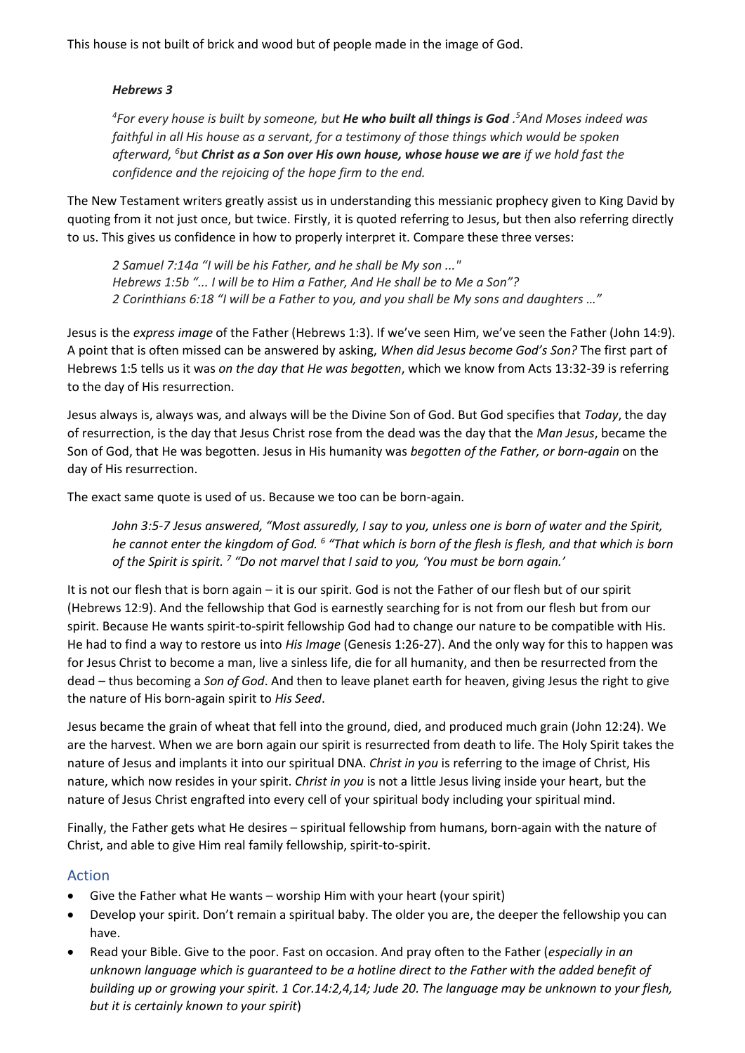This house is not built of brick and wood but of people made in the image of God.

> ***Hebrews 3***
>
> *[4]For every house is built by someone, but **He who built all things is God** .[5]And Moses indeed was faithful in all His house as a servant, for a testimony of those things which would be spoken afterward, [6]but **Christ as a Son over His own house, whose house we are** if we hold fast the confidence and the rejoicing of the hope firm to the end.*

The New Testament writers greatly assist us in understanding this messianic prophecy given to King David by quoting from it not just once, but twice. Firstly, it is quoted referring to Jesus, but then also referring directly to us. This gives us confidence in how to properly interpret it. Compare these three verses:

> *2 Samuel 7:14a "I will be his Father, and he shall be My son ..."*
> *Hebrews 1:5b "... I will be to Him a Father, And He shall be to Me a Son"?*
> *2 Corinthians 6:18 "I will be a Father to you, and you shall be My sons and daughters …"*

Jesus is the *express image* of the Father (Hebrews 1:3). If we've seen Him, we've seen the Father (John 14:9). A point that is often missed can be answered by asking, *When did Jesus become God's Son?* The first part of Hebrews 1:5 tells us it was *on the day that He was begotten*, which we know from Acts 13:32-39 is referring to the day of His resurrection.

Jesus always is, always was, and always will be the Divine Son of God. But God specifies that *Today*, the day of resurrection, is the day that Jesus Christ rose from the dead was the day that the *Man Jesus*, became the Son of God, that He was begotten. Jesus in His humanity was *begotten of the Father, or born-again* on the day of His resurrection.

The exact same quote is used of us. Because we too can be born-again.

> *John 3:5-7 Jesus answered, "Most assuredly, I say to you, unless one is born of water and the Spirit, he cannot enter the kingdom of God. [6] "That which is born of the flesh is flesh, and that which is born of the Spirit is spirit. [7] "Do not marvel that I said to you, 'You must be born again.'*

It is not our flesh that is born again – it is our spirit. God is not the Father of our flesh but of our spirit (Hebrews 12:9). And the fellowship that God is earnestly searching for is not from our flesh but from our spirit. Because He wants spirit-to-spirit fellowship God had to change our nature to be compatible with His. He had to find a way to restore us into *His Image* (Genesis 1:26-27). And the only way for this to happen was for Jesus Christ to become a man, live a sinless life, die for all humanity, and then be resurrected from the dead – thus becoming a *Son of God*. And then to leave planet earth for heaven, giving Jesus the right to give the nature of His born-again spirit to *His Seed*.

Jesus became the grain of wheat that fell into the ground, died, and produced much grain (John 12:24). We are the harvest. When we are born again our spirit is resurrected from death to life. The Holy Spirit takes the nature of Jesus and implants it into our spiritual DNA. *Christ in you* is referring to the image of Christ, His nature, which now resides in your spirit. *Christ in you* is not a little Jesus living inside your heart, but the nature of Jesus Christ engrafted into every cell of your spiritual body including your spiritual mind.

Finally, the Father gets what He desires – spiritual fellowship from humans, born-again with the nature of Christ, and able to give Him real family fellowship, spirit-to-spirit.

## Action

- Give the Father what He wants – worship Him with your heart (your spirit)
- Develop your spirit. Don't remain a spiritual baby. The older you are, the deeper the fellowship you can have.
- Read your Bible. Give to the poor. Fast on occasion. And pray often to the Father (*especially in an unknown language which is guaranteed to be a hotline direct to the Father with the added benefit of building up or growing your spirit. 1 Cor.14:2,4,14; Jude 20. The language may be unknown to your flesh, but it is certainly known to your spirit*)